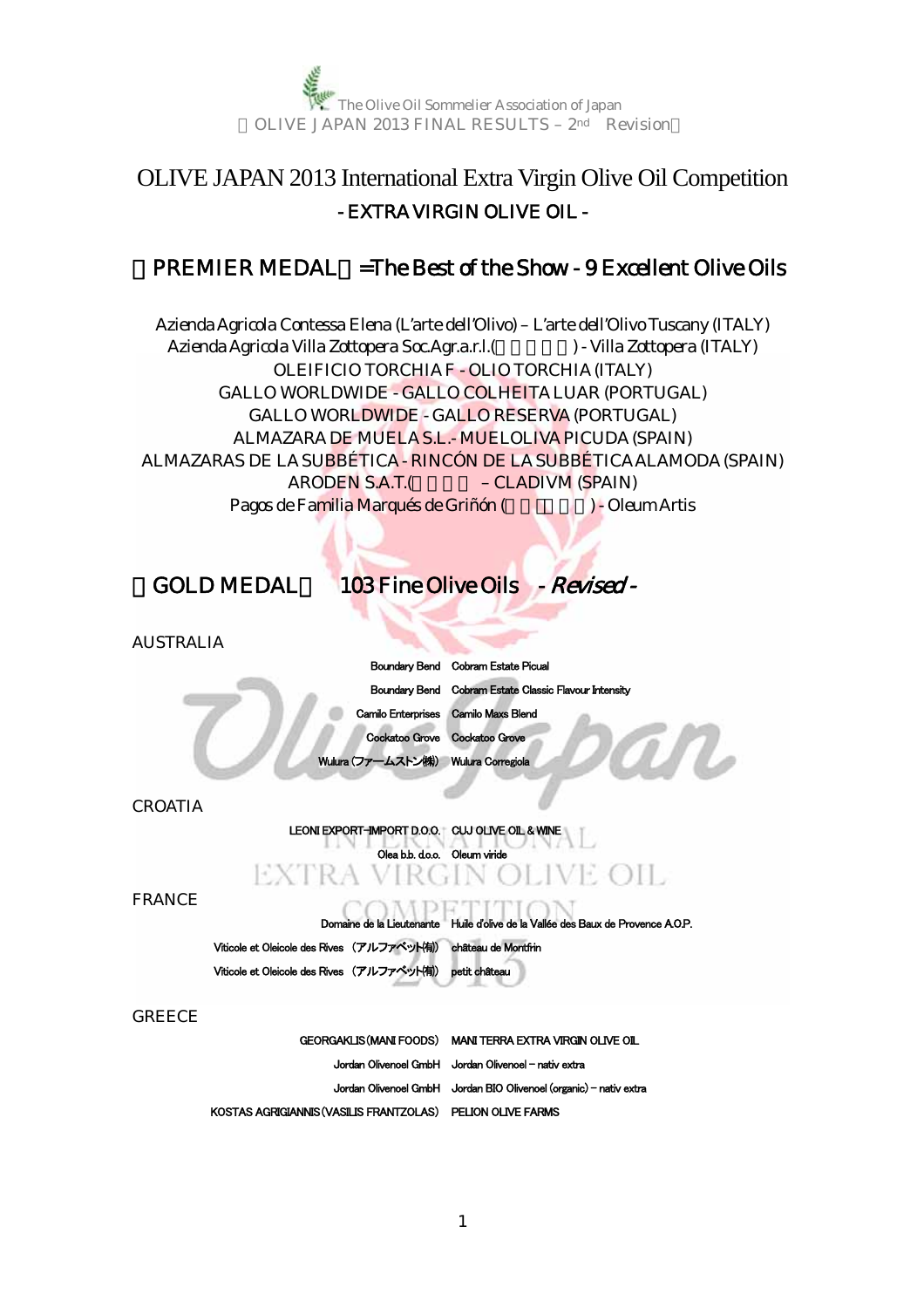The Olive Oil Sommelier Association of Japan

【OLIVE JAPAN 2013 FINAL RESULTS – 2nd Revision】

# OLIVE JAPAN 2013 International Extra Virgin Olive Oil Competition

## - EXTRA VIRGIN OLIVE OIL -

## 【PREMIER MEDAL】=The Best of the Show - 9 Excellent Olive Oils

Azienda Agricola Contessa Elena (L'arte dell'Olivo) – L'arte dell'Olivo Tuscany (ITALY)
Azienda Agricola Villa Zottopera Soc.Agr.a.r.l.( ) - Villa Zottopera (ITALY)
OLEIFICIO TORCHIA F - OLIO TORCHIA (ITALY)
GALLO WORLDWIDE - GALLO COLHEITA LUAR (PORTUGAL)
GALLO WORLDWIDE - GALLO RESERVA (PORTUGAL)
ALMAZARA DE MUELA S.L.- MUELOLIVA PICUDA (SPAIN)
ALMAZARAS DE LA SUBBÉTICA - RINCÓN DE LA SUBBÉTICA ALAMODA (SPAIN)
ARODEN S.A.T.( – CLADIVM (SPAIN)
Pagos de Familia Marqués de Griñón ( ) - Oleum Artis

## 【GOLD MEDAL】 103 Fine Olive Oils *- Revised -*

### AUSTRALIA

| Producer | Brand |
|---|---|
| Boundary Bend | Cobram Estate Picual |
| Boundary Bend | Cobram Estate Classic Flavour Intensity |
| Camilo Enterprises | Camilo Maxs Blend |
| Cockatoo Grove | Cockatoo Grove |
| Wulura (ファームストン(株)) | Wulura Corregiola |

### CROATIA

| Producer | Brand |
|---|---|
| LEONI EXPORT-IMPORT D.O.O. | CUJ OLIVE OIL & WINE |
| Olea b.b. d.o.o. | Oleum viride |

### FRANCE

| Producer | Brand |
|---|---|
| Domaine de la Lieutenante | Huile d'olive de la Vallée des Baux de Provence A.O.P. |
| Viticole et Oleicole des Rives (アルファベット(有)) | château de Montfrin |
| Viticole et Oleicole des Rives (アルファベット(有)) | petit château |

### GREECE

| Producer | Brand |
|---|---|
| GEORGAKLIS (MANI FOODS) | MANI TERRA EXTRA VIRGIN OLIVE OIL |
| Jordan Olivenoel GmbH | Jordan Olivenoel – nativ extra |
| Jordan Olivenoel GmbH | Jordan BIO Olivenoel (organic) – nativ extra |
| KOSTAS AGRIGIANNIS (VASILIS FRANTZOLAS) | PELION OLIVE FARMS |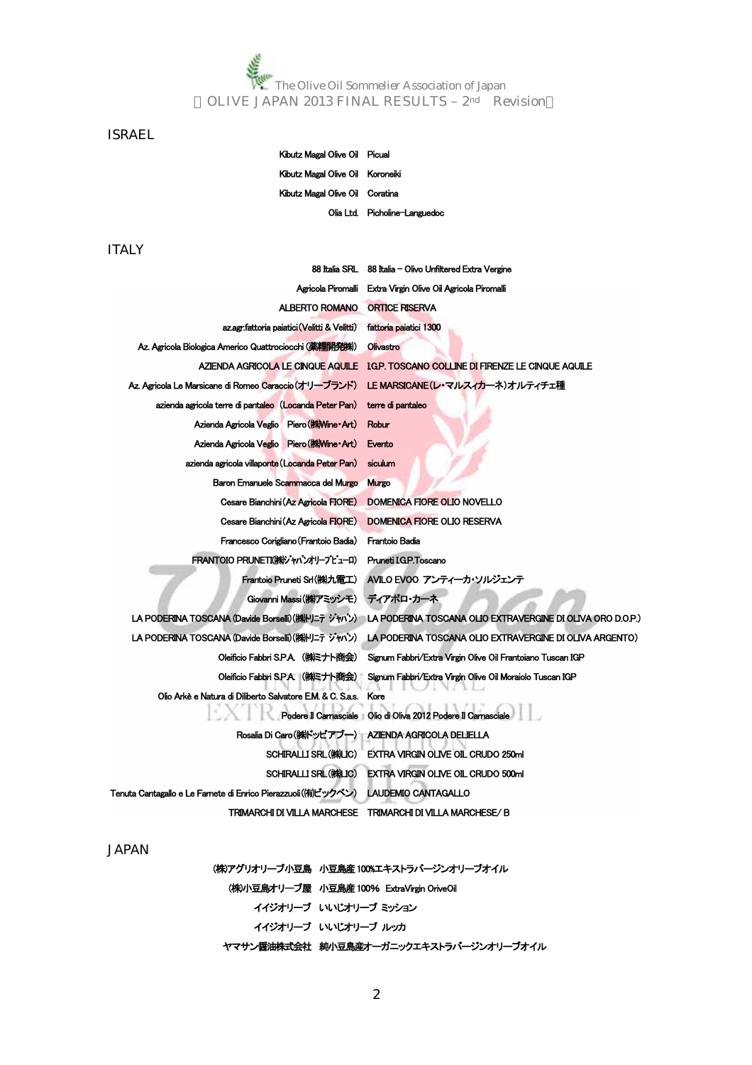The Olive Oil Sommelier Association of Japan

【OLIVE JAPAN 2013 FINAL RESULTS – 2nd Revision】

## ISRAEL

| Producer | Product |
|---|---|
| Kibutz Magal Olive Oil | Picual |
| Kibutz Magal Olive Oil | Koroneiki |
| Kibutz Magal Olive Oil | Coratina |
| Olia Ltd. | Picholine-Languedoc |

## ITALY

| Producer | Product |
|---|---|
| 88 Italia SRL | 88 Italia – Olivo Unfiltered Extra Vergine |
| Agricola Piromalli | Extra Virgin Olive Oil Agricola Piromalli |
| ALBERTO ROMANO | ORTICE RISERVA |
| az.agr.fattoria paiatici(Velitti & Velitti) | fattoria paiatici 1300 |
| Az. Agricola Biologica Americo Quattrociocchi (薬糧開発㈱) | Olivastro |
| AZIENDA AGRICOLA LE CINQUE AQUILE | I.G.P. TOSCANO COLLINE DI FIRENZE LE CINQUE AQUILE |
| Az. Agricola Le Marsicane di Romeo Caraccio(オリーブランド) | LE MARSICANE(レ・マルスィカーネ)オルティチェ種 |
| azienda agricola terre di pantaleo (Locanda Peter Pan) | terre di pantaleo |
| Azienda Agricola Veglio Piero(㈱Wine・Art) | Robur |
| Azienda Agricola Veglio Piero(㈱Wine・Art) | Evento |
| azienda agricola villaponte(Locanda Peter Pan) | siculum |
| Baron Emanuele Scammacca del Murgo | Murgo |
| Cesare Bianchini(Az Agricola FIORE) | DOMENICA FIORE OLIO NOVELLO |
| Cesare Bianchini(Az Agricola FIORE) | DOMENICA FIORE OLIO RESERVA |
| Francesco Corigliano(Frantoio Badia) | Frantoio Badia |
| FRANTOIO PRUNETI(㈱ジャパンオリーブビューロ) | Pruneti I.G.P.Toscano |
| Frantoio Pruneti Srl(㈱九電工) | AVILO EVOO アンティーカ・ソルジェンテ |
| Giovanni Massi(㈱アミッシモ) | ディアボロ・カーネ |
| LA PODERINA TOSCANA (Davide Borselli)(㈱トリニテ ジャパン) | LA PODERINA TOSCANA OLIO EXTRAVERGINE DI OLIVA ORO D.O.P.) |
| LA PODERINA TOSCANA (Davide Borselli)(㈱トリニテ ジャパン) | LA PODERINA TOSCANA OLIO EXTRAVERGINE DI OLIVA ARGENTO) |
| Oleificio Fabbri S.P.A. (㈱ミナト商会) | Signum Fabbri/Extra Virgin Olive Oil Frantoiano Tuscan IGP |
| Oleificio Fabbri S.P.A. (㈱ミナト商会) | Signum Fabbri/Extra Virgin Olive Oil Moraiolo Tuscan IGP |
| Olio Arkè e Natura di Diliberto Salvatore E.M. & C. S.a.s. | Kore |
| Podere Il Carnasciale | Olio di Oliva 2012 Podere Il Carnasciale |
| Rosalia Di Caro(㈱ドッピアブー) | AZIENDA AGRICOLA DELIELLA |
| SCHIRALLI SRL(㈱LIC) | EXTRA VIRGIN OLIVE OIL CRUDO 250ml |
| SCHIRALLI SRL(㈱LIC) | EXTRA VIRGIN OLIVE OIL CRUDO 500ml |
| Tenuta Cantagallo e Le Farnete di Enrico Pierazzuoli(有ビックベン) | LAUDEMIO CANTAGALLO |
| TRIMARCHI DI VILLA MARCHESE | TRIMARCHI DI VILLA MARCHESE/ B |

## JAPAN

| Producer | Product |
|---|---|
| ㈱アグリオリーブ小豆島 | 小豆島産100%エキストラバージンオリーブオイル |
| ㈱小豆島オリーブ屋 | 小豆島産100% ExtraVirgin OriveOil |
| イイジオリーブ | いいじオリーブ ミッション |
| イイジオリーブ | いいじオリーブ ルッカ |
| ヤマサン醤油株式会社 | 純小豆島産オーガニックエキストラバージンオリーブオイル |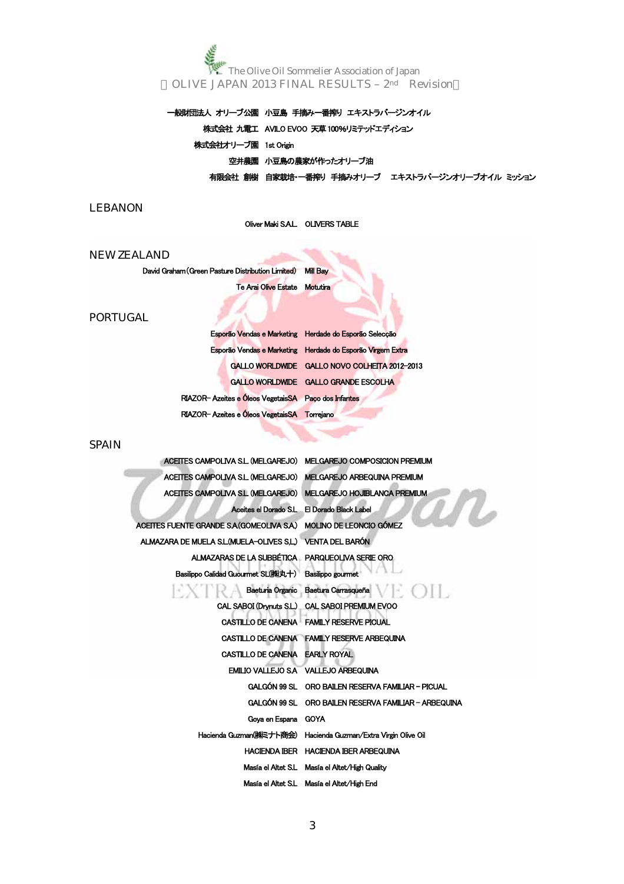The Olive Oil Sommelier Association of Japan
【OLIVE JAPAN 2013 FINAL RESULTS – 2nd Revision】

| Company | Product |
|---|---|
| 一般財団法人 オリーブ公園 | 小豆島 手摘み一番搾り エキストラバージンオイル |
| 株式会社 九電工 | AVILO EVOO 天草100%リミテッドエディション |
| 株式会社オリーブ園 | 1st Origin |
| 空井農園 | 小豆島の農家が作ったオリーブ油 |
| 有限会社 創樹 | 自家栽培・一番搾り 手摘みオリーブ エキストラバージンオリーブオイル ミッション |

## LEBANON

| Company | Product |
|---|---|
| Oliver Maki S.A.L. | OLIVERS TABLE |

## NEW ZEALAND

| Company | Product |
|---|---|
| David Graham(Green Pasture Distribution Limited) | Mill Bay |
| Te Arai Olive Estate | Motutira |

## PORTUGAL

| Company | Product |
|---|---|
| Esporão Vendas e Marketing | Herdade do Esporão Selecção |
| Esporão Vendas e Marketing | Herdade do Esporão Virgem Extra |
| GALLO WORLDWIDE | GALLO NOVO COLHEITA 2012-2013 |
| GALLO WORLDWIDE | GALLO GRANDE ESCOLHA |
| RIAZOR- Azeites e Óleos VegetaisSA | Paço dos Infantes |
| RIAZOR- Azeites e Óleos VegetaisSA | Torrejano |

## SPAIN

| Company | Product |
|---|---|
| ACEITES CAMPOLIVA S.L. (MELGAREJO) | MELGAREJO COMPOSICION PREMIUM |
| ACEITES CAMPOLIVA S.L. (MELGAREJO) | MELGAREJO ARBEQUINA PREMIUM |
| ACEITES CAMPOLIVA S.L. (MELGAREJO) | MELGAREJO HOJIBLANCA PREMIUM |
| Aceites el Dorado S.L. | El Dorado Black Label |
| ACEITES FUENTE GRANDE S.A.(GOMEOLIVA S.A.) | MOLINO DE LEONCIO GÓMEZ |
| ALMAZARA DE MUELA S.L.(MUELA-OLIVES S.L.) | VENTA DEL BARÓN |
| ALMAZARAS DE LA SUBBÉTICA | PARQUEOLIVA SERIE ORO |
| Basilippo Calidad Guourmet SL(㈱丸十) | Basilippo gourmet |
| Baeturia Organic | Baetura Carrasqueña |
| CAL SABOI (Drynuts S.L.) | CAL SABOI PREMIUM EVOO |
| CASTILLO DE CANENA | FAMILY RESERVE PICUAL |
| CASTILLO DE CANENA | FAMILY RESERVE ARBEQUINA |
| CASTILLO DE CANENA | EARLY ROYAL |
| EMILIO VALLEJO S.A | VALLEJO ARBEQUINA |
| GALGÓN 99 SL | ORO BAILEN RESERVA FAMILIAR – PICUAL |
| GALGÓN 99 SL | ORO BAILEN RESERVA FAMILIAR – ARBEQUINA |
| Goya en Espana | GOYA |
| Hacienda Guzman(㈱ミナト商会) | Hacienda Guzman/Extra Virgin Olive Oil |
| HACIENDA IBER | HACIENDA IBER ARBEQUINA |
| Masía el Altet S.L. | Masía el Altet/High Quality |
| Masía el Altet S.L. | Masía el Altet/High End |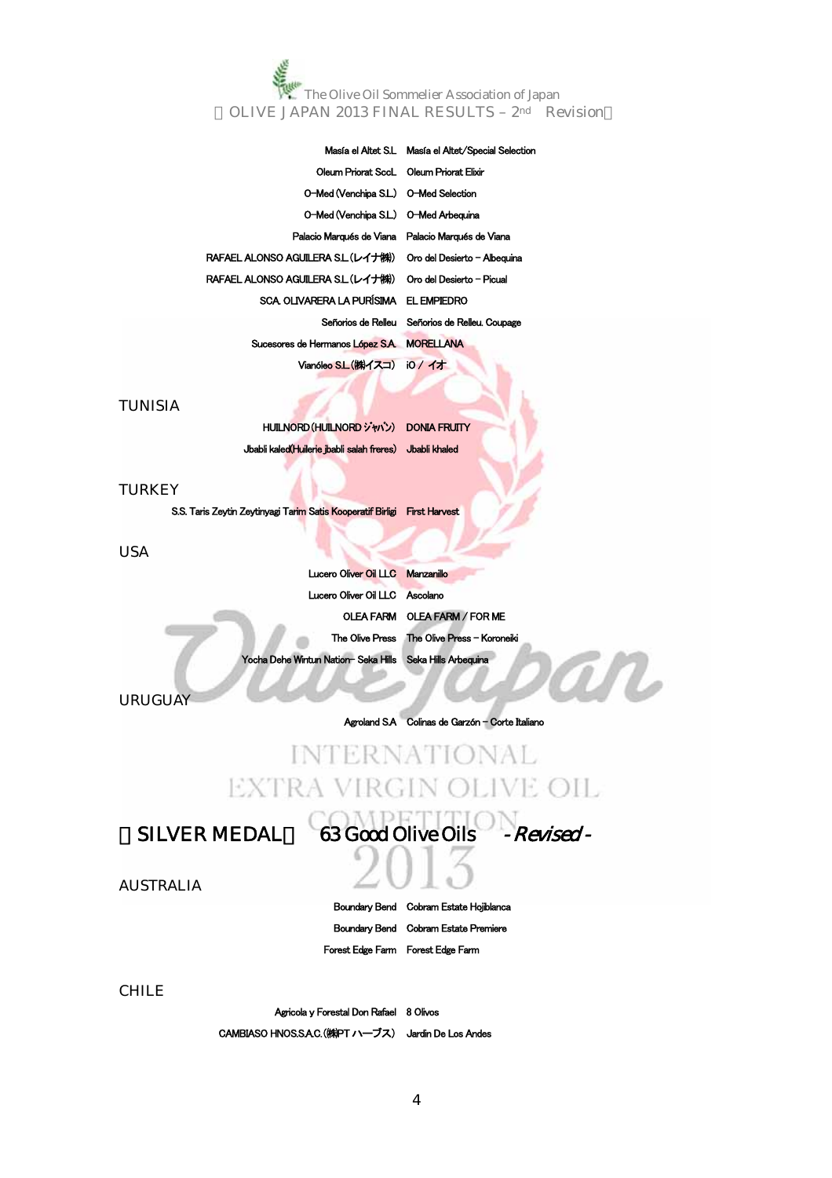| | |
|---|---|
| Masía el Altet S.L. | Masía el Altet/Special Selection |
| Oleum Priorat SccL. | Oleum Priorat Elixir |
| O-Med (Venchipa S.L.) | O-Med Selection |
| O-Med (Venchipa S.L.) | O-Med Arbequina |
| Palacio Marqués de Viana | Palacio Marqués de Viana |
| RAFAEL ALONSO AGUILERA S.L.(レイナ㈱) | Oro del Desierto – Albequina |
| RAFAEL ALONSO AGUILERA S.L.(レイナ㈱) | Oro del Desierto – Picual |
| SCA. OLIVARERA LA PURÍSIMA | EL EMPIEDRO |
| Señorios de Relleu | Señorios de Relleu. Coupage |
| Sucesores de Hermanos López S.A. | MORELLANA |
| Vianóleo S.L.(㈱イスコ) | iO / イオ |

## TUNISIA

| | |
|---|---|
| HUILNORD(HUILNORD ジャパン) | DONIA FRUITY |
| Jbabli kaled(Huilerie jbabli salah freres) | Jbabli khaled |

## TURKEY

| | |
|---|---|
| S.S. Taris Zeytin Zeytinyagi Tarim Satis Kooperatif Birligi | First Harvest |

## USA

| | |
|---|---|
| Lucero Oliver Oil LLC | Manzanillo |
| Lucero Oliver Oil LLC | Ascolano |
| OLEA FARM | OLEA FARM / FOR ME |
| The Olive Press | The Olive Press – Koroneiki |
| Yocha Dehe Wintun Nation- Seka Hills | Seka Hills Arbequina |

## URUGUAY

| | |
|---|---|
| Agroland S.A | Colinas de Garzón – Corte Italiano |

# 【SILVER MEDAL】 63 Good Olive Oils *-Revised-*

## AUSTRALIA

| | |
|---|---|
| Boundary Bend | Cobram Estate Hojiblanca |
| Boundary Bend | Cobram Estate Premiere |
| Forest Edge Farm | Forest Edge Farm |

## CHILE

| | |
|---|---|
| Agricola y Forestal Don Rafael | 8 Olivos |
| CAMBIASO HNOS.S.A.C.(㈱PT ハーブス) | Jardin De Los Andes |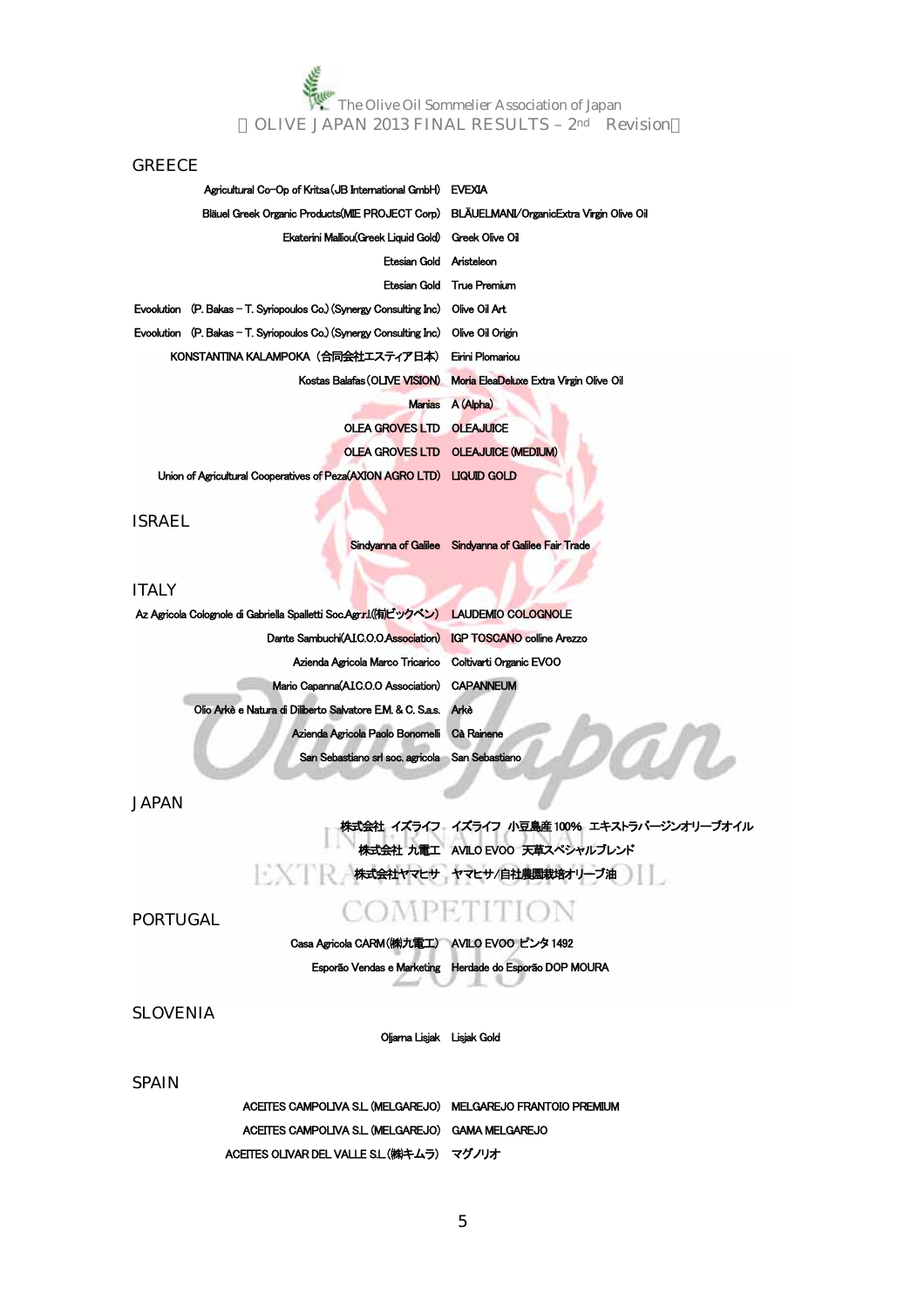The Olive Oil Sommelier Association of Japan

【OLIVE JAPAN 2013 FINAL RESULTS – 2nd Revision】

## GREECE

| | |
|---|---|
| Agricultural Co-Op of Kritsa (JB International GmbH) | EVEXIA |
| Bläuel Greek Organic Products(MIE PROJECT Corp) | BLÄUELMANI/OrganicExtra Virgin Olive Oil |
| Ekaterini Malliou(Greek Liquid Gold) | Greek Olive Oil |
| Etesian Gold | Aristeleon |
| Etesian Gold | True Premium |
| Evoolution (P. Bakas – T. Syriopoulos Co.) (Synergy Consulting Inc) | Olive Oil Art |
| Evoolution (P. Bakas – T. Syriopoulos Co.) (Synergy Consulting Inc) | Olive Oil Origin |
| KONSTANTINA KALAMPOKA（合同会社エスティア日本） | Eirini Plomariou |
| Kostas Balafas (OLIVE VISION) | Moria EleaDeluxe Extra Virgin Olive Oil |
| Manias | A (Alpha) |
| OLEA GROVES LTD | OLEAJUICE |
| OLEA GROVES LTD | OLEAJUICE (MEDIUM) |
| Union of Agricultural Cooperatives of Peza(AXION AGRO LTD) | LIQUID GOLD |

## ISRAEL

| | |
|---|---|
| Sindyanna of Galilee | Sindyanna of Galilee Fair Trade |

## ITALY

| | |
|---|---|
| Az Agricola Colognole di Gabriella Spalletti Soc.Agr.r.l.(有)ビックベン) | LAUDEMIO COLOGNOLE |
| Dante Sambuchi(A.I.C.O.O.Association) | IGP TOSCANO colline Arezzo |
| Azienda Agricola Marco Tricarico | Coltivarti Organic EVOO |
| Mario Capanna(A.I.C.O.O Association) | CAPANNEUM |
| Olio Arkè e Natura di Diliberto Salvatore E.M. & C. S.a.s. | Arkè |
| Azienda Agricola Paolo Bonomelli | Cà Rainene |
| San Sebastiano srl soc. agricola | San Sebastiano |

## JAPAN

| | |
|---|---|
| 株式会社 イズライフ | イズライフ 小豆島産100% エキストラバージンオリーブオイル |
| 株式会社 九電工 | AVILO EVOO 天草スペシャルブレンド |
| 株式会社ヤマヒサ | ヤマヒサ/自社農園栽培オリーブ油 |

## PORTUGAL

| | |
|---|---|
| Casa Agricola CARM (株)九電工) | AVILO EVOO ピンタ1492 |
| Esporão Vendas e Marketing | Herdade do Esporão DOP MOURA |

## SLOVENIA

| | |
|---|---|
| Oljarna Lisjak | Lisjak Gold |

## SPAIN

| | |
|---|---|
| ACEITES CAMPOLIVA S.L. (MELGAREJO) | MELGAREJO FRANTOIO PREMIUM |
| ACEITES CAMPOLIVA S.L. (MELGAREJO) | GAMA MELGAREJO |
| ACEITES OLIVAR DEL VALLE S.L.(株)キムラ) | マグノリオ |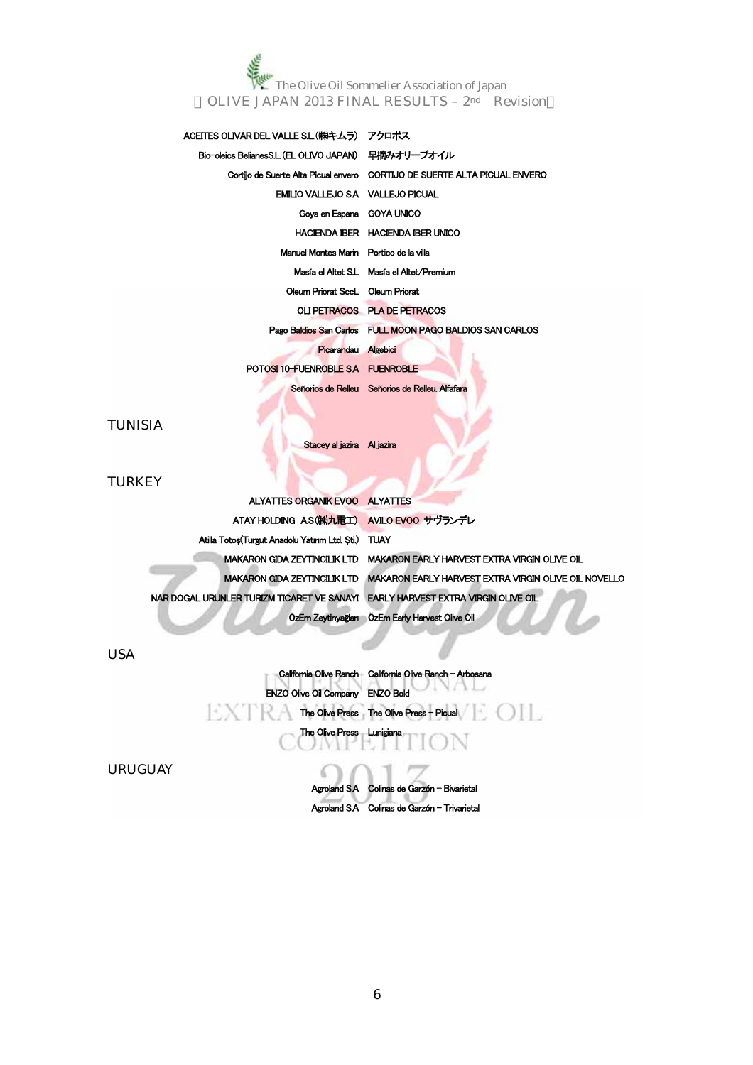| | |
|---|---|
| ACEITES OLIVAR DEL VALLE S.L.(㈱キムラ) | アクロポス |
| Bio-oleics BelianesS.L.(EL OLIVO JAPAN) | 早摘みオリーブオイル |
| Cortijo de Suerte Alta Picual envero | CORTIJO DE SUERTE ALTA PICUAL ENVERO |
| EMILIO VALLEJO S.A | VALLEJO PICUAL |
| Goya en Espana | GOYA UNICO |
| HACIENDA IBER | HACIENDA IBER UNICO |
| Manuel Montes Marin | Portico de la villa |
| Masía el Altet S.L. | Masía el Altet/Premium |
| Oleum Priorat SccL | Oleum Priorat |
| OLI PETRACOS | PLA DE PETRACOS |
| Pago Baldios San Carlos | FULL MOON PAGO BALDIOS SAN CARLOS |
| Picarandau | Algebici |
| POTOSI 10-FUENROBLE S.A | FUENROBLE |
| Señorios de Relleu | Señorios de Relleu. Alfafara |

## TUNISIA

| | |
|---|---|
| Stacey al jazira | Al jazira |

## TURKEY

| | |
|---|---|
| ALYATTES ORGANIK EVOO | ALYATTES |
| ATAY HOLDING A.S(㈱九電工) | AVILO EVOO サヴランデレ |
| Atilla Totoş(Turgut Anadolu Yatırım Ltd. Şti.) | TUAY |
| MAKARON GIDA ZEYTINCILIK LTD | MAKARON EARLY HARVEST EXTRA VIRGIN OLIVE OIL |
| MAKARON GIDA ZEYTINCILIK LTD | MAKARON EARLY HARVEST EXTRA VIRGIN OLIVE OIL NOVELLO |
| NAR DOGAL URUNLER TURIZM TICARET VE SANAYI | EARLY HARVEST EXTRA VIRGIN OLIVE OIL |
| ÖzEm Zeytinyağları | ÖzEm Early Harvest Olive Oil |

## USA

| | |
|---|---|
| California Olive Ranch | California Olive Ranch – Arbosana |
| ENZO Olive Oil Company | ENZO Bold |
| The Olive Press | The Olive Press – Picual |
| The Olive Press | Lunigiana |

## URUGUAY

| | |
|---|---|
| Agroland S.A | Colinas de Garzón – Bivarietal |
| Agroland S.A | Colinas de Garzón – Trivarietal |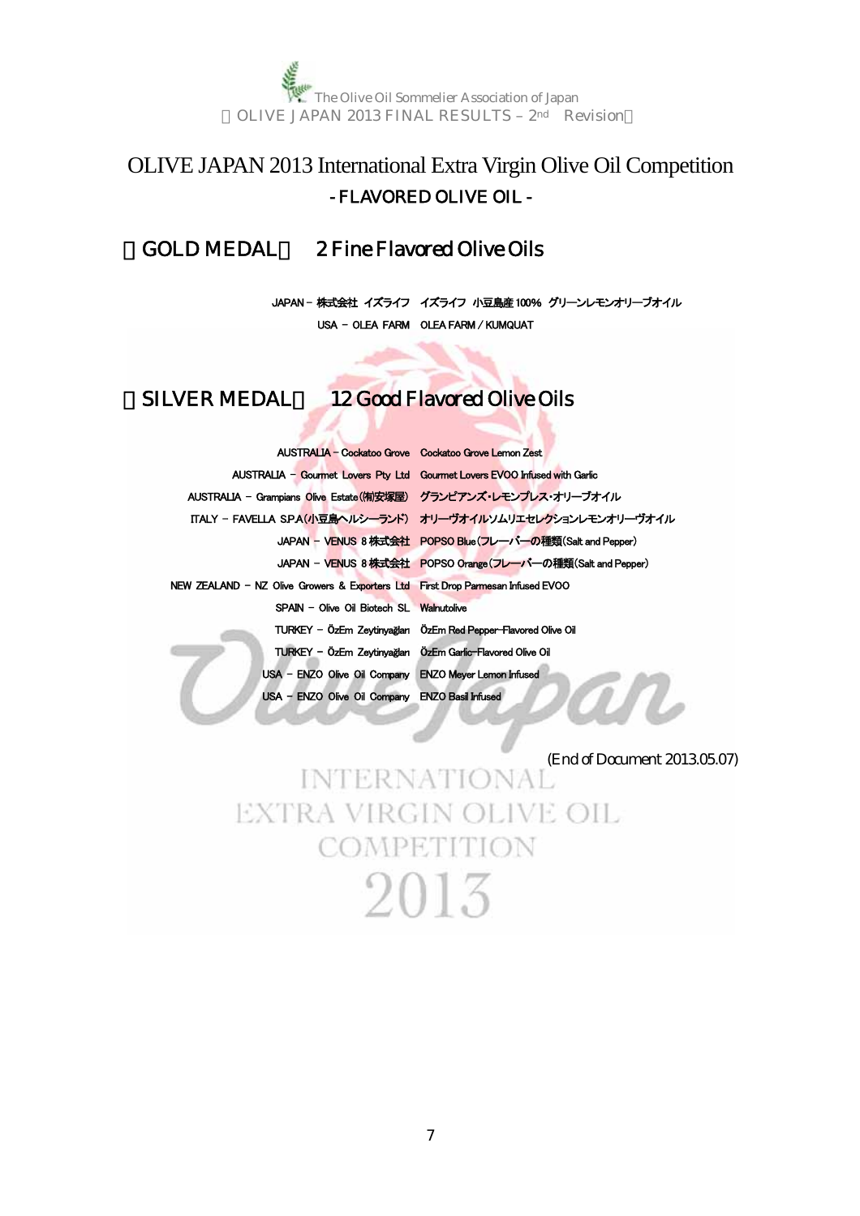# OLIVE JAPAN 2013 International Extra Virgin Olive Oil Competition

## - FLAVORED OLIVE OIL -

## 【GOLD MEDAL】 2 Fine Flavored Olive Oils

| | |
|---|---|
| JAPAN－株式会社 イズライフ | イズライフ 小豆島産100% グリーンレモンオリーブオイル |
| USA － OLEA FARM | OLEA FARM / KUMQUAT |

## 【SILVER MEDAL】 12 Good Flavored Olive Oils

| | |
|---|---|
| AUSTRALIA – Cockatoo Grove | Cockatoo Grove Lemon Zest |
| AUSTRALIA – Gourmet Lovers Pty Ltd | Gourmet Lovers EVOO Infused with Garlic |
| AUSTRALIA – Grampians Olive Estate(有)安塚屋) | グランピアンズ・レモンプレス・オリーブオイル |
| ITALY – FAVELLA S.P.A(小豆島ヘルシーランド) | オリーヴオイルソムリエセレクションレモンオリーヴオイル |
| JAPAN – VENUS 8株式会社 | POPSO Blue(フレーバーの種類(Salt and Pepper) |
| JAPAN – VENUS 8株式会社 | POPSO Orange(フレーバーの種類(Salt and Pepper) |
| NEW ZEALAND – NZ Olive Growers & Exporters Ltd | First Drop Parmesan Infused EVOO |
| SPAIN – Olive Oil Biotech SL | Walnutolive |
| TURKEY – ÖzEm Zeytinyağları | ÖzEm Red Pepper-Flavored Olive Oil |
| TURKEY – ÖzEm Zeytinyağları | ÖzEm Garlic-Flavored Olive Oil |
| USA – ENZO Olive Oil Company | ENZO Meyer Lemon Infused |
| USA – ENZO Olive Oil Company | ENZO Basil Infused |

(End of Document 2013.05.07)